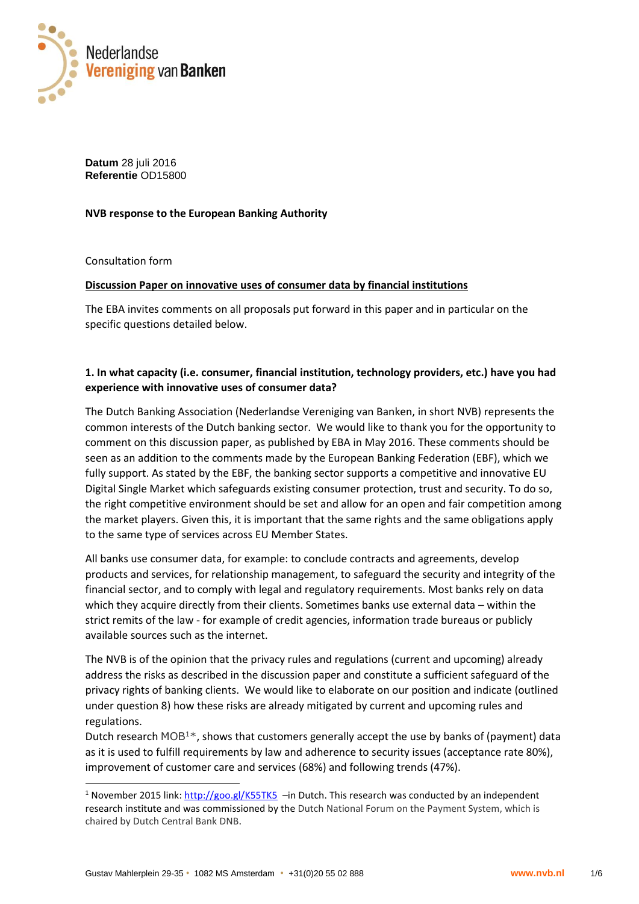**Datum** 28 juli 2016
**Referentie** OD15800

**NVB response to the European Banking Authority**

Consultation form

**Discussion Paper on innovative uses of consumer data by financial institutions**

The EBA invites comments on all proposals put forward in this paper and in particular on the specific questions detailed below.

**1. In what capacity (i.e. consumer, financial institution, technology providers, etc.) have you had experience with innovative uses of consumer data?**

The Dutch Banking Association (Nederlandse Vereniging van Banken, in short NVB) represents the common interests of the Dutch banking sector. We would like to thank you for the opportunity to comment on this discussion paper, as published by EBA in May 2016. These comments should be seen as an addition to the comments made by the European Banking Federation (EBF), which we fully support. As stated by the EBF, the banking sector supports a competitive and innovative EU Digital Single Market which safeguards existing consumer protection, trust and security. To do so, the right competitive environment should be set and allow for an open and fair competition among the market players. Given this, it is important that the same rights and the same obligations apply to the same type of services across EU Member States.

All banks use consumer data, for example: to conclude contracts and agreements, develop products and services, for relationship management, to safeguard the security and integrity of the financial sector, and to comply with legal and regulatory requirements. Most banks rely on data which they acquire directly from their clients. Sometimes banks use external data – within the strict remits of the law - for example of credit agencies, information trade bureaus or publicly available sources such as the internet.

The NVB is of the opinion that the privacy rules and regulations (current and upcoming) already address the risks as described in the discussion paper and constitute a sufficient safeguard of the privacy rights of banking clients. We would like to elaborate on our position and indicate (outlined under question 8) how these risks are already mitigated by current and upcoming rules and regulations.
Dutch research MOB[1]*, shows that customers generally accept the use by banks of (payment) data as it is used to fulfill requirements by law and adherence to security issues (acceptance rate 80%), improvement of customer care and services (68%) and following trends (47%).

[1] November 2015 link: http://goo.gl/K55TK5 –in Dutch. This research was conducted by an independent research institute and was commissioned by the Dutch National Forum on the Payment System, which is chaired by Dutch Central Bank DNB.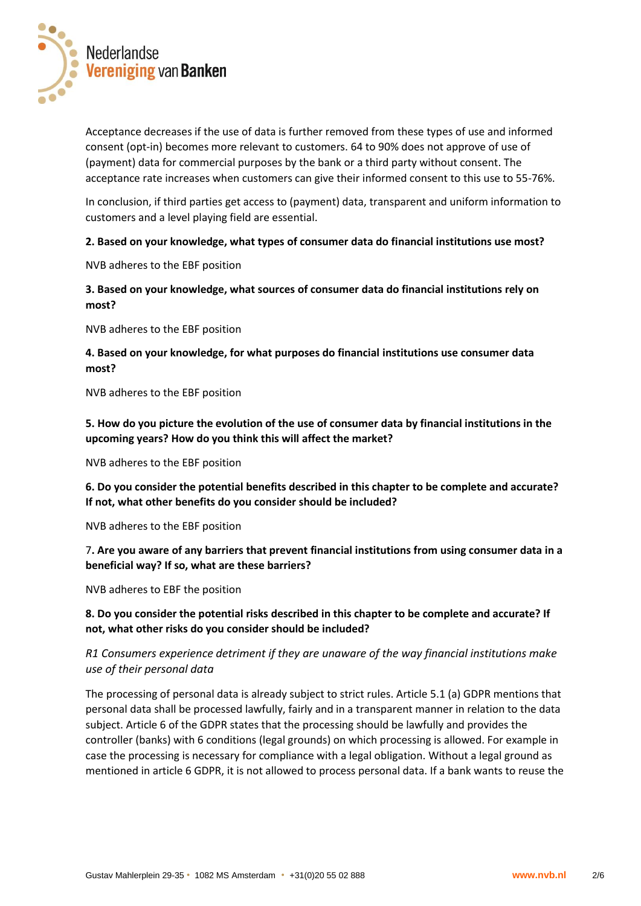Acceptance decreases if the use of data is further removed from these types of use and informed consent (opt-in) becomes more relevant to customers. 64 to 90% does not approve of use of (payment) data for commercial purposes by the bank or a third party without consent. The acceptance rate increases when customers can give their informed consent to this use to 55-76%.

In conclusion, if third parties get access to (payment) data, transparent and uniform information to customers and a level playing field are essential.

**2. Based on your knowledge, what types of consumer data do financial institutions use most?**

NVB adheres to the EBF position

**3. Based on your knowledge, what sources of consumer data do financial institutions rely on most?**

NVB adheres to the EBF position

**4. Based on your knowledge, for what purposes do financial institutions use consumer data most?**

NVB adheres to the EBF position

**5. How do you picture the evolution of the use of consumer data by financial institutions in the upcoming years? How do you think this will affect the market?**

NVB adheres to the EBF position

**6. Do you consider the potential benefits described in this chapter to be complete and accurate? If not, what other benefits do you consider should be included?**

NVB adheres to the EBF position

7**. Are you aware of any barriers that prevent financial institutions from using consumer data in a beneficial way? If so, what are these barriers?**

NVB adheres to EBF the position

**8. Do you consider the potential risks described in this chapter to be complete and accurate? If not, what other risks do you consider should be included?**

*R1 Consumers experience detriment if they are unaware of the way financial institutions make use of their personal data*

The processing of personal data is already subject to strict rules. Article 5.1 (a) GDPR mentions that personal data shall be processed lawfully, fairly and in a transparent manner in relation to the data subject. Article 6 of the GDPR states that the processing should be lawfully and provides the controller (banks) with 6 conditions (legal grounds) on which processing is allowed. For example in case the processing is necessary for compliance with a legal obligation. Without a legal ground as mentioned in article 6 GDPR, it is not allowed to process personal data. If a bank wants to reuse the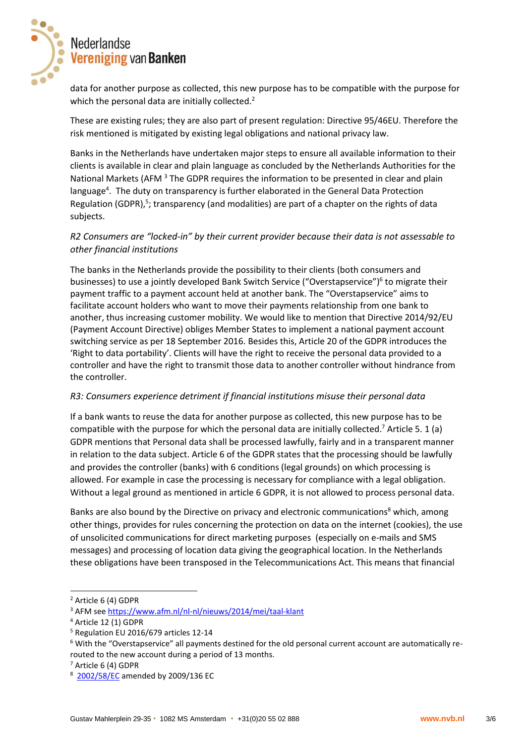data for another purpose as collected, this new purpose has to be compatible with the purpose for which the personal data are initially collected.[2]

These are existing rules; they are also part of present regulation: Directive 95/46EU. Therefore the risk mentioned is mitigated by existing legal obligations and national privacy law.

Banks in the Netherlands have undertaken major steps to ensure all available information to their clients is available in clear and plain language as concluded by the Netherlands Authorities for the National Markets (AFM [3] The GDPR requires the information to be presented in clear and plain language[4]. The duty on transparency is further elaborated in the General Data Protection Regulation (GDPR),[5]; transparency (and modalities) are part of a chapter on the rights of data subjects.

*R2 Consumers are "locked-in" by their current provider because their data is not assessable to other financial institutions*

The banks in the Netherlands provide the possibility to their clients (both consumers and businesses) to use a jointly developed Bank Switch Service ("Overstapservice")[6] to migrate their payment traffic to a payment account held at another bank. The "Overstapservice" aims to facilitate account holders who want to move their payments relationship from one bank to another, thus increasing customer mobility. We would like to mention that Directive 2014/92/EU (Payment Account Directive) obliges Member States to implement a national payment account switching service as per 18 September 2016. Besides this, Article 20 of the GDPR introduces the 'Right to data portability'. Clients will have the right to receive the personal data provided to a controller and have the right to transmit those data to another controller without hindrance from the controller.

*R3: Consumers experience detriment if financial institutions misuse their personal data*

If a bank wants to reuse the data for another purpose as collected, this new purpose has to be compatible with the purpose for which the personal data are initially collected.[7] Article 5. 1 (a) GDPR mentions that Personal data shall be processed lawfully, fairly and in a transparent manner in relation to the data subject. Article 6 of the GDPR states that the processing should be lawfully and provides the controller (banks) with 6 conditions (legal grounds) on which processing is allowed. For example in case the processing is necessary for compliance with a legal obligation. Without a legal ground as mentioned in article 6 GDPR, it is not allowed to process personal data.

Banks are also bound by the Directive on privacy and electronic communications[8] which, among other things, provides for rules concerning the protection on data on the internet (cookies), the use of unsolicited communications for direct marketing purposes (especially on e-mails and SMS messages) and processing of location data giving the geographical location. In the Netherlands these obligations have been transposed in the Telecommunications Act. This means that financial

---

[2] Article 6 (4) GDPR

[3] AFM see https://www.afm.nl/nl-nl/nieuws/2014/mei/taal-klant

[4] Article 12 (1) GDPR

[5] Regulation EU 2016/679 articles 12-14

[6] With the "Overstapservice" all payments destined for the old personal current account are automatically re-routed to the new account during a period of 13 months.

[7] Article 6 (4) GDPR

[8] 2002/58/EC amended by 2009/136 EC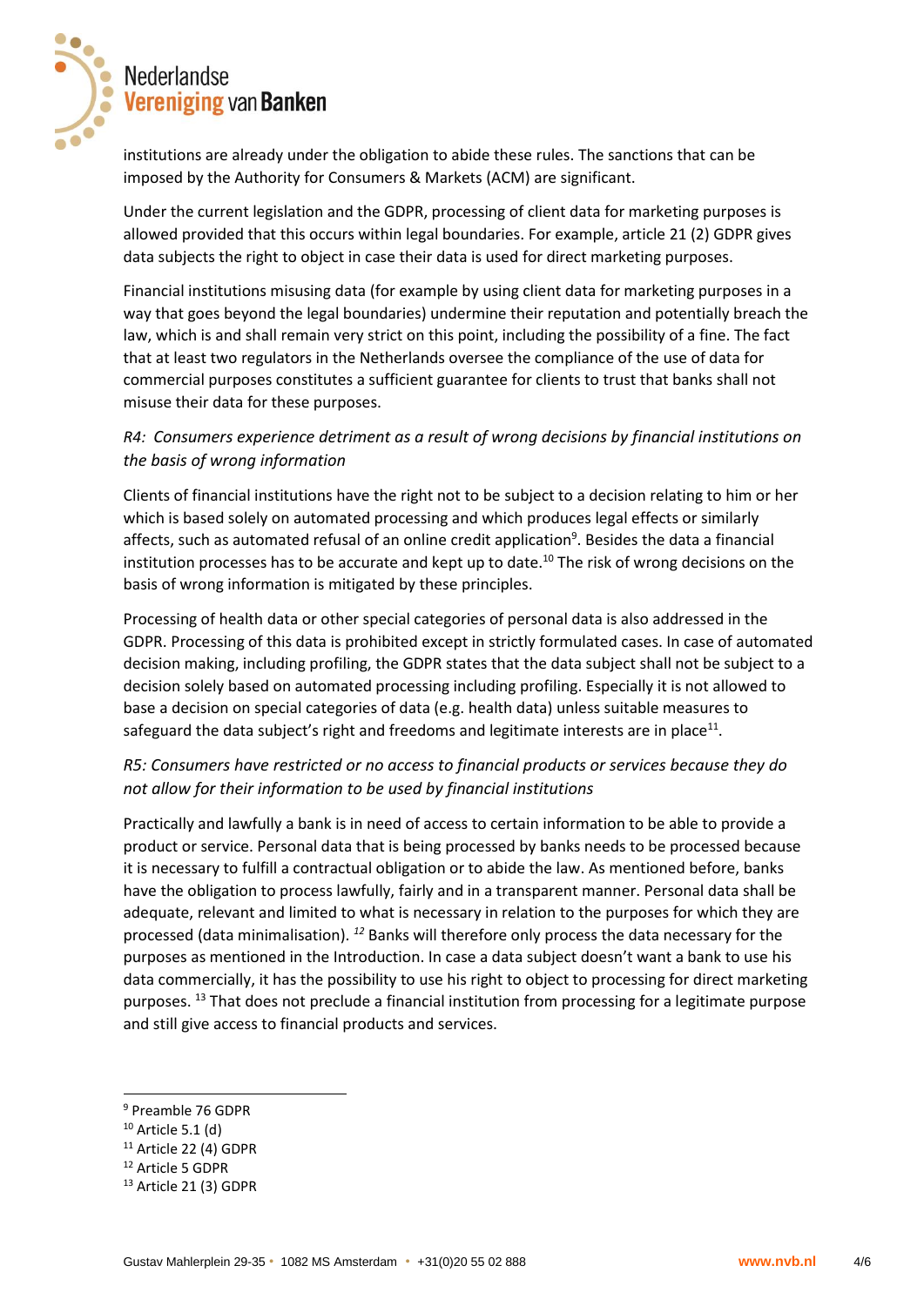institutions are already under the obligation to abide these rules. The sanctions that can be imposed by the Authority for Consumers & Markets (ACM) are significant.

Under the current legislation and the GDPR, processing of client data for marketing purposes is allowed provided that this occurs within legal boundaries. For example, article 21 (2) GDPR gives data subjects the right to object in case their data is used for direct marketing purposes.

Financial institutions misusing data (for example by using client data for marketing purposes in a way that goes beyond the legal boundaries) undermine their reputation and potentially breach the law, which is and shall remain very strict on this point, including the possibility of a fine. The fact that at least two regulators in the Netherlands oversee the compliance of the use of data for commercial purposes constitutes a sufficient guarantee for clients to trust that banks shall not misuse their data for these purposes.

*R4: Consumers experience detriment as a result of wrong decisions by financial institutions on the basis of wrong information*

Clients of financial institutions have the right not to be subject to a decision relating to him or her which is based solely on automated processing and which produces legal effects or similarly affects, such as automated refusal of an online credit application[9]. Besides the data a financial institution processes has to be accurate and kept up to date.[10] The risk of wrong decisions on the basis of wrong information is mitigated by these principles.

Processing of health data or other special categories of personal data is also addressed in the GDPR. Processing of this data is prohibited except in strictly formulated cases. In case of automated decision making, including profiling, the GDPR states that the data subject shall not be subject to a decision solely based on automated processing including profiling. Especially it is not allowed to base a decision on special categories of data (e.g. health data) unless suitable measures to safeguard the data subject's right and freedoms and legitimate interests are in place[11].

*R5: Consumers have restricted or no access to financial products or services because they do not allow for their information to be used by financial institutions*

Practically and lawfully a bank is in need of access to certain information to be able to provide a product or service. Personal data that is being processed by banks needs to be processed because it is necessary to fulfill a contractual obligation or to abide the law. As mentioned before, banks have the obligation to process lawfully, fairly and in a transparent manner. Personal data shall be adequate, relevant and limited to what is necessary in relation to the purposes for which they are processed (data minimalisation). [12] Banks will therefore only process the data necessary for the purposes as mentioned in the Introduction. In case a data subject doesn't want a bank to use his data commercially, it has the possibility to use his right to object to processing for direct marketing purposes. [13] That does not preclude a financial institution from processing for a legitimate purpose and still give access to financial products and services.

---

[9] Preamble 76 GDPR
[10] Article 5.1 (d)
[11] Article 22 (4) GDPR
[12] Article 5 GDPR
[13] Article 21 (3) GDPR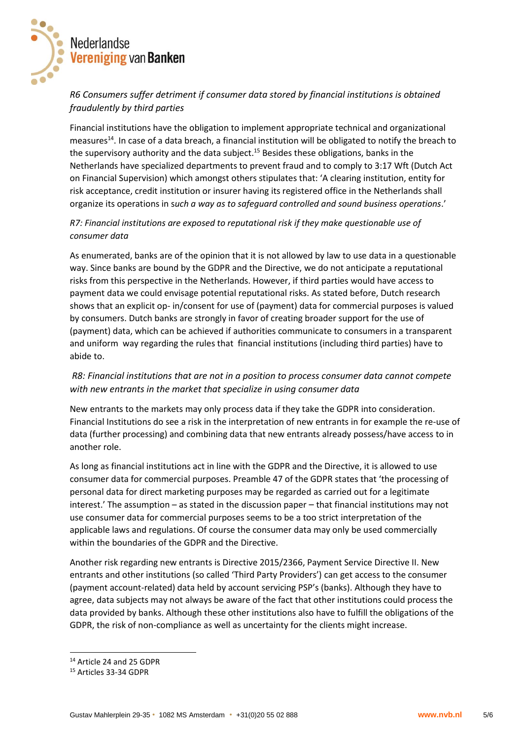*R6 Consumers suffer detriment if consumer data stored by financial institutions is obtained fraudulently by third parties*

Financial institutions have the obligation to implement appropriate technical and organizational measures[14]. In case of a data breach, a financial institution will be obligated to notify the breach to the supervisory authority and the data subject.[15] Besides these obligations, banks in the Netherlands have specialized departments to prevent fraud and to comply to 3:17 Wft (Dutch Act on Financial Supervision) which amongst others stipulates that: 'A clearing institution, entity for risk acceptance, credit institution or insurer having its registered office in the Netherlands shall organize its operations in s*uch a way as to safeguard controlled and sound business operations*.'

*R7: Financial institutions are exposed to reputational risk if they make questionable use of consumer data*

As enumerated, banks are of the opinion that it is not allowed by law to use data in a questionable way. Since banks are bound by the GDPR and the Directive, we do not anticipate a reputational risks from this perspective in the Netherlands. However, if third parties would have access to payment data we could envisage potential reputational risks. As stated before, Dutch research shows that an explicit op- in/consent for use of (payment) data for commercial purposes is valued by consumers. Dutch banks are strongly in favor of creating broader support for the use of (payment) data, which can be achieved if authorities communicate to consumers in a transparent and uniform way regarding the rules that financial institutions (including third parties) have to abide to.

*R8: Financial institutions that are not in a position to process consumer data cannot compete with new entrants in the market that specialize in using consumer data*

New entrants to the markets may only process data if they take the GDPR into consideration. Financial Institutions do see a risk in the interpretation of new entrants in for example the re-use of data (further processing) and combining data that new entrants already possess/have access to in another role.

As long as financial institutions act in line with the GDPR and the Directive, it is allowed to use consumer data for commercial purposes. Preamble 47 of the GDPR states that 'the processing of personal data for direct marketing purposes may be regarded as carried out for a legitimate interest.' The assumption – as stated in the discussion paper – that financial institutions may not use consumer data for commercial purposes seems to be a too strict interpretation of the applicable laws and regulations. Of course the consumer data may only be used commercially within the boundaries of the GDPR and the Directive.

Another risk regarding new entrants is Directive 2015/2366, Payment Service Directive II. New entrants and other institutions (so called 'Third Party Providers') can get access to the consumer (payment account-related) data held by account servicing PSP's (banks). Although they have to agree, data subjects may not always be aware of the fact that other institutions could process the data provided by banks. Although these other institutions also have to fulfill the obligations of the GDPR, the risk of non-compliance as well as uncertainty for the clients might increase.

---

[14] Article 24 and 25 GDPR

[15] Articles 33-34 GDPR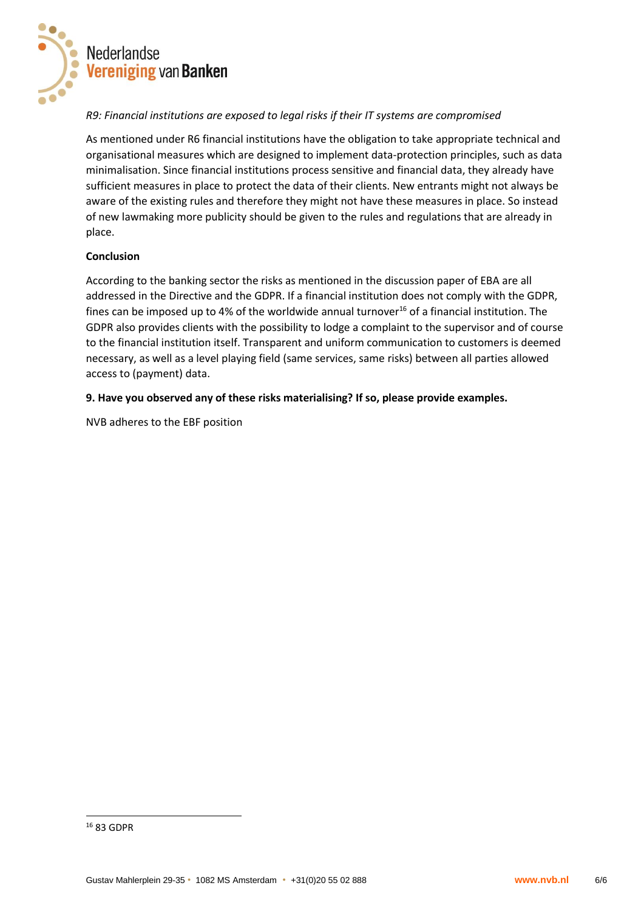*R9: Financial institutions are exposed to legal risks if their IT systems are compromised*

As mentioned under R6 financial institutions have the obligation to take appropriate technical and organisational measures which are designed to implement data-protection principles, such as data minimalisation. Since financial institutions process sensitive and financial data, they already have sufficient measures in place to protect the data of their clients. New entrants might not always be aware of the existing rules and therefore they might not have these measures in place. So instead of new lawmaking more publicity should be given to the rules and regulations that are already in place.

**Conclusion**

According to the banking sector the risks as mentioned in the discussion paper of EBA are all addressed in the Directive and the GDPR. If a financial institution does not comply with the GDPR, fines can be imposed up to 4% of the worldwide annual turnover[16] of a financial institution. The GDPR also provides clients with the possibility to lodge a complaint to the supervisor and of course to the financial institution itself. Transparent and uniform communication to customers is deemed necessary, as well as a level playing field (same services, same risks) between all parties allowed access to (payment) data.

**9. Have you observed any of these risks materialising? If so, please provide examples.**

NVB adheres to the EBF position

[16] 83 GDPR